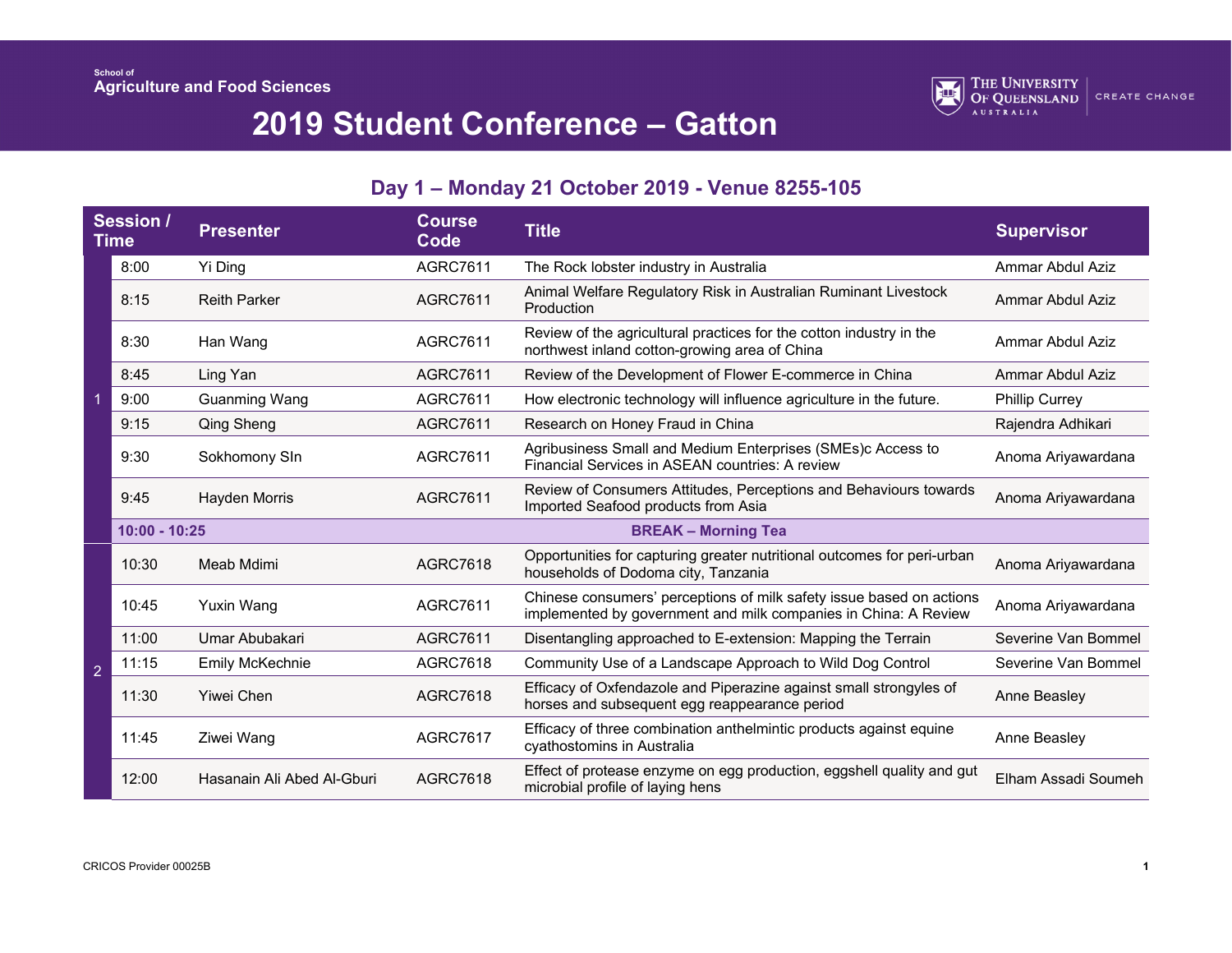School of
**Agriculture and Food Sciences**

# 2019 Student Conference – Gatton

## Day 1 – Monday 21 October 2019 - Venue 8255-105

| Session / Time | | Presenter | Course Code | Title | Supervisor |
|---|---|---|---|---|---|
| 1 | 8:00 | Yi Ding | AGRC7611 | The Rock lobster industry in Australia | Ammar Abdul Aziz |
| | 8:15 | Reith Parker | AGRC7611 | Animal Welfare Regulatory Risk in Australian Ruminant Livestock Production | Ammar Abdul Aziz |
| | 8:30 | Han Wang | AGRC7611 | Review of the agricultural practices for the cotton industry in the northwest inland cotton-growing area of China | Ammar Abdul Aziz |
| | 8:45 | Ling Yan | AGRC7611 | Review of the Development of Flower E-commerce in China | Ammar Abdul Aziz |
| | 9:00 | Guanming Wang | AGRC7611 | How electronic technology will influence agriculture in the future. | Phillip Currey |
| | 9:15 | Qing Sheng | AGRC7611 | Research on Honey Fraud in China | Rajendra Adhikari |
| | 9:30 | Sokhomony SIn | AGRC7611 | Agribusiness Small and Medium Enterprises (SMEs)c Access to Financial Services in ASEAN countries: A review | Anoma Ariyawardana |
| | 9:45 | Hayden Morris | AGRC7611 | Review of Consumers Attitudes, Perceptions and Behaviours towards Imported Seafood products from Asia | Anoma Ariyawardana |
| | **10:00 - 10:25** | | | **BREAK – Morning Tea** | |
| 2 | 10:30 | Meab Mdimi | AGRC7618 | Opportunities for capturing greater nutritional outcomes for peri-urban households of Dodoma city, Tanzania | Anoma Ariyawardana |
| | 10:45 | Yuxin Wang | AGRC7611 | Chinese consumers' perceptions of milk safety issue based on actions implemented by government and milk companies in China: A Review | Anoma Ariyawardana |
| | 11:00 | Umar Abubakari | AGRC7611 | Disentangling approached to E-extension: Mapping the Terrain | Severine Van Bommel |
| | 11:15 | Emily McKechnie | AGRC7618 | Community Use of a Landscape Approach to Wild Dog Control | Severine Van Bommel |
| | 11:30 | Yiwei Chen | AGRC7618 | Efficacy of Oxfendazole and Piperazine against small strongyles of horses and subsequent egg reappearance period | Anne Beasley |
| | 11:45 | Ziwei Wang | AGRC7617 | Efficacy of three combination anthelmintic products against equine cyathostomins in Australia | Anne Beasley |
| | 12:00 | Hasanain Ali Abed Al-Gburi | AGRC7618 | Effect of protease enzyme on egg production, eggshell quality and gut microbial profile of laying hens | Elham Assadi Soumeh |

CRICOS Provider 00025B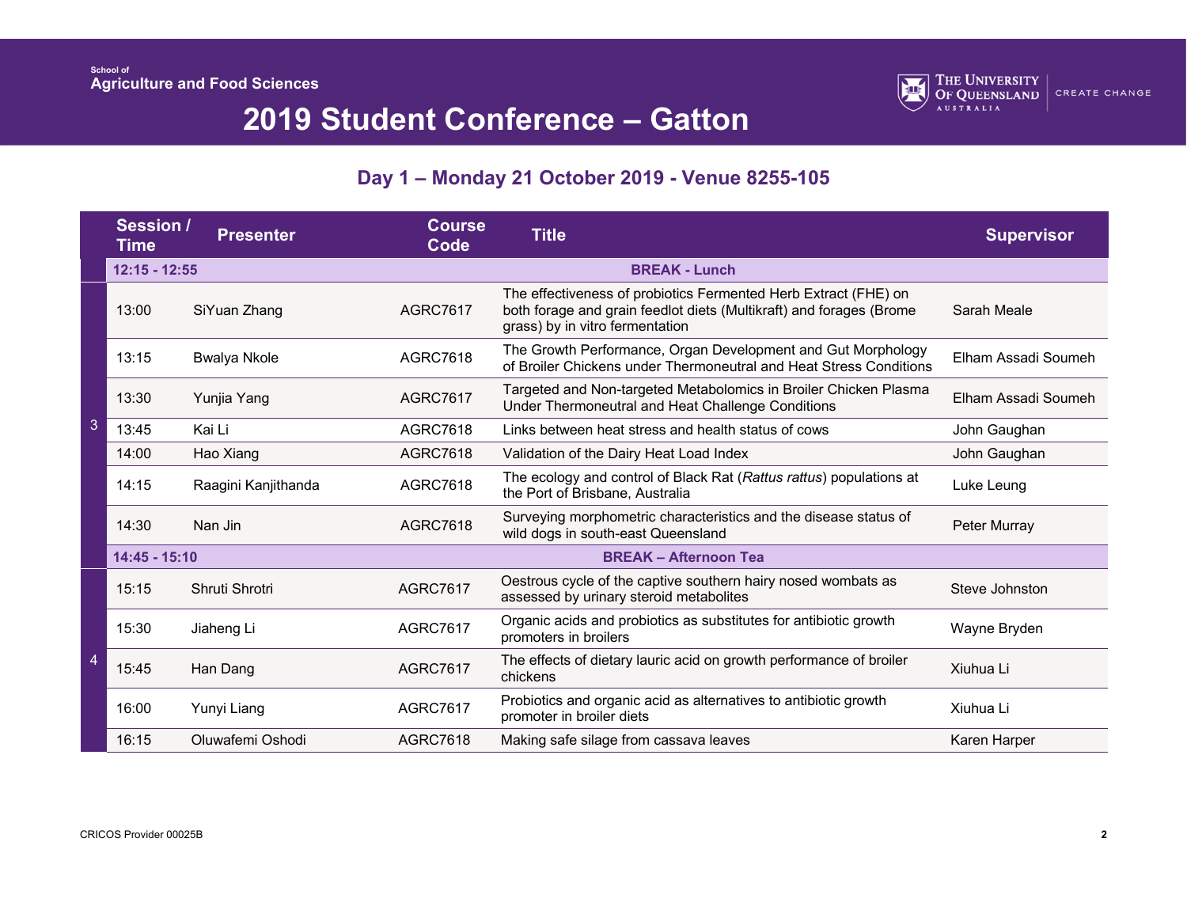School of
Agriculture and Food Sciences

# 2019 Student Conference – Gatton

## Day 1 – Monday 21 October 2019 - Venue 8255-105

| | Session / Time | Presenter | Course Code | Title | Supervisor |
|---|---|---|---|---|---|
| | 12:15 - 12:55 | | | **BREAK - Lunch** | |
| 3 | 13:00 | SiYuan Zhang | AGRC7617 | The effectiveness of probiotics Fermented Herb Extract (FHE) on both forage and grain feedlot diets (Multikraft) and forages (Brome grass) by in vitro fermentation | Sarah Meale |
| | 13:15 | Bwalya Nkole | AGRC7618 | The Growth Performance, Organ Development and Gut Morphology of Broiler Chickens under Thermoneutral and Heat Stress Conditions | Elham Assadi Soumeh |
| | 13:30 | Yunjia Yang | AGRC7617 | Targeted and Non-targeted Metabolomics in Broiler Chicken Plasma Under Thermoneutral and Heat Challenge Conditions | Elham Assadi Soumeh |
| | 13:45 | Kai Li | AGRC7618 | Links between heat stress and health status of cows | John Gaughan |
| | 14:00 | Hao Xiang | AGRC7618 | Validation of the Dairy Heat Load Index | John Gaughan |
| | 14:15 | Raagini Kanjithanda | AGRC7618 | The ecology and control of Black Rat (*Rattus rattus*) populations at the Port of Brisbane, Australia | Luke Leung |
| | 14:30 | Nan Jin | AGRC7618 | Surveying morphometric characteristics and the disease status of wild dogs in south-east Queensland | Peter Murray |
| | 14:45 - 15:10 | | | **BREAK – Afternoon Tea** | |
| 4 | 15:15 | Shruti Shrotri | AGRC7617 | Oestrous cycle of the captive southern hairy nosed wombats as assessed by urinary steroid metabolites | Steve Johnston |
| | 15:30 | Jiaheng Li | AGRC7617 | Organic acids and probiotics as substitutes for antibiotic growth promoters in broilers | Wayne Bryden |
| | 15:45 | Han Dang | AGRC7617 | The effects of dietary lauric acid on growth performance of broiler chickens | Xiuhua Li |
| | 16:00 | Yunyi Liang | AGRC7617 | Probiotics and organic acid as alternatives to antibiotic growth promoter in broiler diets | Xiuhua Li |
| | 16:15 | Oluwafemi Oshodi | AGRC7618 | Making safe silage from cassava leaves | Karen Harper |

CRICOS Provider 00025B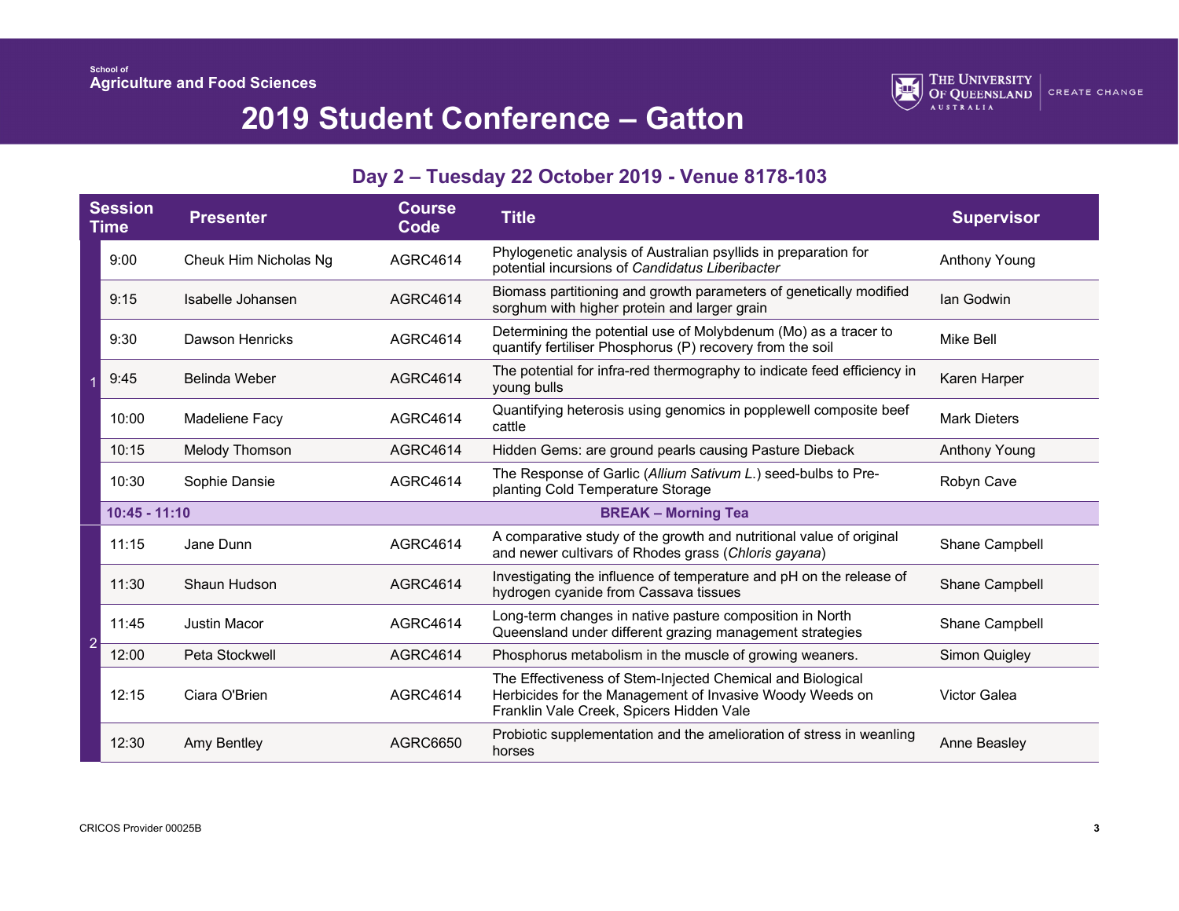School of
**Agriculture and Food Sciences**

# 2019 Student Conference – Gatton

## Day 2 – Tuesday 22 October 2019 - Venue 8178-103

| Session | Time | Presenter | Course Code | Title | Supervisor |
|---|---|---|---|---|---|
| 1 | 9:00 | Cheuk Him Nicholas Ng | AGRC4614 | Phylogenetic analysis of Australian psyllids in preparation for potential incursions of *Candidatus Liberibacter* | Anthony Young |
| 1 | 9:15 | Isabelle Johansen | AGRC4614 | Biomass partitioning and growth parameters of genetically modified sorghum with higher protein and larger grain | Ian Godwin |
| 1 | 9:30 | Dawson Henricks | AGRC4614 | Determining the potential use of Molybdenum (Mo) as a tracer to quantify fertiliser Phosphorus (P) recovery from the soil | Mike Bell |
| 1 | 9:45 | Belinda Weber | AGRC4614 | The potential for infra-red thermography to indicate feed efficiency in young bulls | Karen Harper |
| 1 | 10:00 | Madeliene Facy | AGRC4614 | Quantifying heterosis using genomics in popplewell composite beef cattle | Mark Dieters |
| 1 | 10:15 | Melody Thomson | AGRC4614 | Hidden Gems: are ground pearls causing Pasture Dieback | Anthony Young |
| 1 | 10:30 | Sophie Dansie | AGRC4614 | The Response of Garlic (*Allium Sativum L.*) seed-bulbs to Pre-planting Cold Temperature Storage | Robyn Cave |
| | **10:45 - 11:10** | | | **BREAK – Morning Tea** | |
| 2 | 11:15 | Jane Dunn | AGRC4614 | A comparative study of the growth and nutritional value of original and newer cultivars of Rhodes grass (*Chloris gayana*) | Shane Campbell |
| 2 | 11:30 | Shaun Hudson | AGRC4614 | Investigating the influence of temperature and pH on the release of hydrogen cyanide from Cassava tissues | Shane Campbell |
| 2 | 11:45 | Justin Macor | AGRC4614 | Long-term changes in native pasture composition in North Queensland under different grazing management strategies | Shane Campbell |
| 2 | 12:00 | Peta Stockwell | AGRC4614 | Phosphorus metabolism in the muscle of growing weaners. | Simon Quigley |
| 2 | 12:15 | Ciara O'Brien | AGRC4614 | The Effectiveness of Stem-Injected Chemical and Biological Herbicides for the Management of Invasive Woody Weeds on Franklin Vale Creek, Spicers Hidden Vale | Victor Galea |
| 2 | 12:30 | Amy Bentley | AGRC6650 | Probiotic supplementation and the amelioration of stress in weanling horses | Anne Beasley |

CRICOS Provider 00025B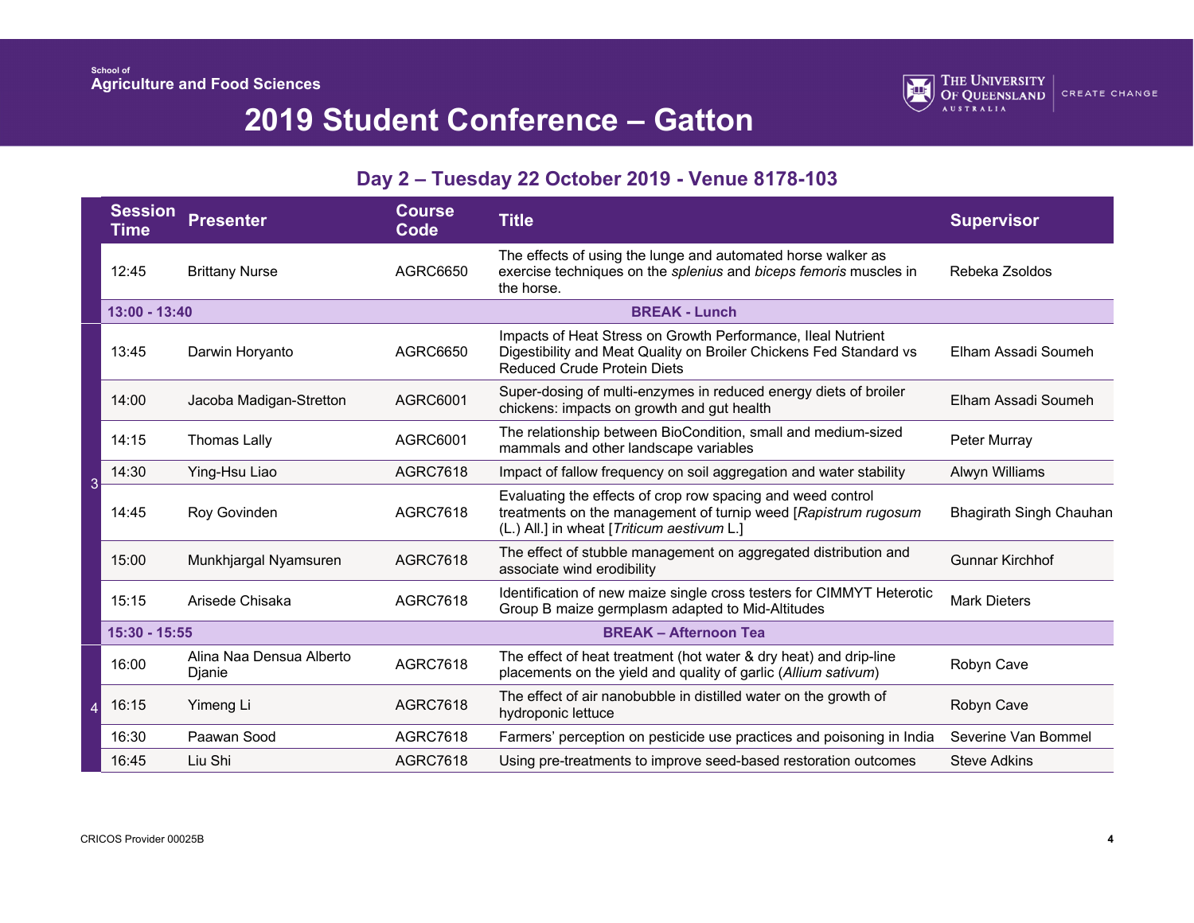School of
Agriculture and Food Sciences

# 2019 Student Conference – Gatton

## Day 2 – Tuesday 22 October 2019 - Venue 8178-103

| | Session Time | Presenter | Course Code | Title | Supervisor |
|---|---|---|---|---|---|
| | 12:45 | Brittany Nurse | AGRC6650 | The effects of using the lunge and automated horse walker as exercise techniques on the *splenius* and *biceps femoris* muscles in the horse. | Rebeka Zsoldos |
| | 13:00 - 13:40 | | | BREAK - Lunch | |
| 3 | 13:45 | Darwin Horyanto | AGRC6650 | Impacts of Heat Stress on Growth Performance, Ileal Nutrient Digestibility and Meat Quality on Broiler Chickens Fed Standard vs Reduced Crude Protein Diets | Elham Assadi Soumeh |
| 3 | 14:00 | Jacoba Madigan-Stretton | AGRC6001 | Super-dosing of multi-enzymes in reduced energy diets of broiler chickens: impacts on growth and gut health | Elham Assadi Soumeh |
| 3 | 14:15 | Thomas Lally | AGRC6001 | The relationship between BioCondition, small and medium-sized mammals and other landscape variables | Peter Murray |
| 3 | 14:30 | Ying-Hsu Liao | AGRC7618 | Impact of fallow frequency on soil aggregation and water stability | Alwyn Williams |
| 3 | 14:45 | Roy Govinden | AGRC7618 | Evaluating the effects of crop row spacing and weed control treatments on the management of turnip weed [*Rapistrum rugosum* (L.) All.] in wheat [*Triticum aestivum* L.] | Bhagirath Singh Chauhan |
| 3 | 15:00 | Munkhjargal Nyamsuren | AGRC7618 | The effect of stubble management on aggregated distribution and associate wind erodibility | Gunnar Kirchhof |
| 3 | 15:15 | Arisede Chisaka | AGRC7618 | Identification of new maize single cross testers for CIMMYT Heterotic Group B maize germplasm adapted to Mid-Altitudes | Mark Dieters |
| | 15:30 - 15:55 | | | BREAK – Afternoon Tea | |
| 4 | 16:00 | Alina Naa Densua Alberto Djanie | AGRC7618 | The effect of heat treatment (hot water & dry heat) and drip-line placements on the yield and quality of garlic (*Allium sativum*) | Robyn Cave |
| 4 | 16:15 | Yimeng Li | AGRC7618 | The effect of air nanobubble in distilled water on the growth of hydroponic lettuce | Robyn Cave |
| 4 | 16:30 | Paawan Sood | AGRC7618 | Farmers' perception on pesticide use practices and poisoning in India | Severine Van Bommel |
| 4 | 16:45 | Liu Shi | AGRC7618 | Using pre-treatments to improve seed-based restoration outcomes | Steve Adkins |

CRICOS Provider 00025B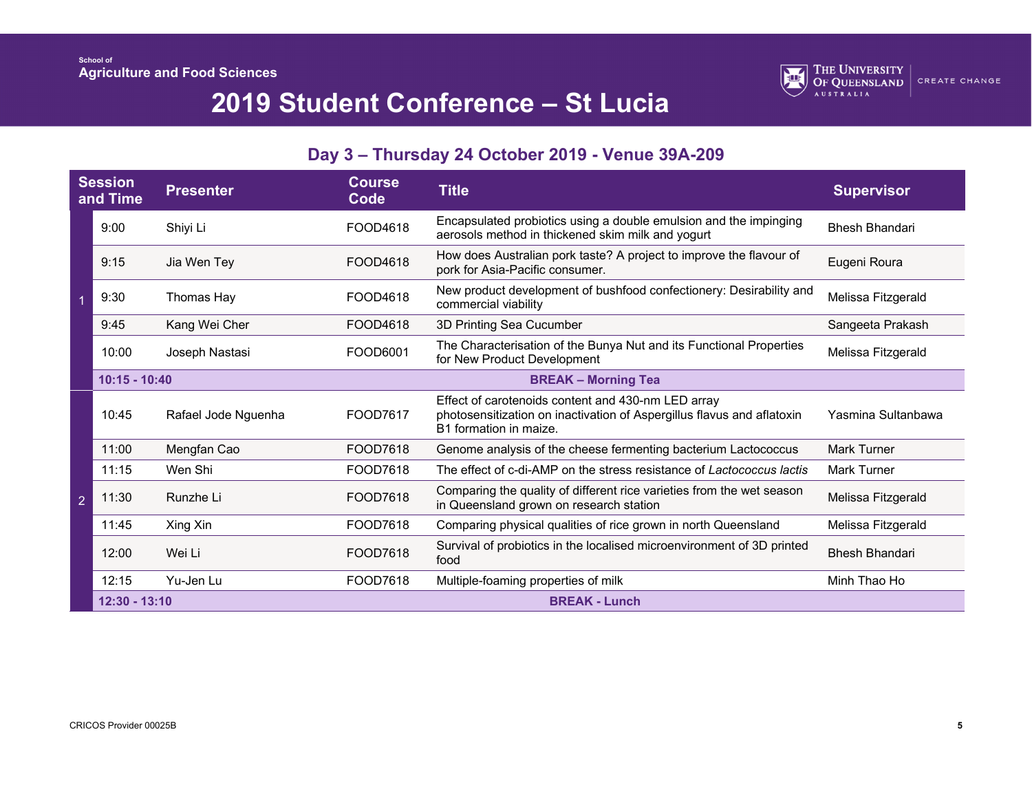School of
Agriculture and Food Sciences

# 2019 Student Conference – St Lucia

## Day 3 – Thursday 24 October 2019 - Venue 39A-209

| Session and Time | | Presenter | Course Code | Title | Supervisor |
|---|---|---|---|---|---|
| 1 | 9:00 | Shiyi Li | FOOD4618 | Encapsulated probiotics using a double emulsion and the impinging aerosols method in thickened skim milk and yogurt | Bhesh Bhandari |
| | 9:15 | Jia Wen Tey | FOOD4618 | How does Australian pork taste? A project to improve the flavour of pork for Asia-Pacific consumer. | Eugeni Roura |
| | 9:30 | Thomas Hay | FOOD4618 | New product development of bushfood confectionery: Desirability and commercial viability | Melissa Fitzgerald |
| | 9:45 | Kang Wei Cher | FOOD4618 | 3D Printing Sea Cucumber | Sangeeta Prakash |
| | 10:00 | Joseph Nastasi | FOOD6001 | The Characterisation of the Bunya Nut and its Functional Properties for New Product Development | Melissa Fitzgerald |
| | **10:15 - 10:40** | | | **BREAK – Morning Tea** | |
| 2 | 10:45 | Rafael Jode Nguenha | FOOD7617 | Effect of carotenoids content and 430-nm LED array photosensitization on inactivation of Aspergillus flavus and aflatoxin B1 formation in maize. | Yasmina Sultanbawa |
| | 11:00 | Mengfan Cao | FOOD7618 | Genome analysis of the cheese fermenting bacterium Lactococcus | Mark Turner |
| | 11:15 | Wen Shi | FOOD7618 | The effect of c-di-AMP on the stress resistance of *Lactococcus lactis* | Mark Turner |
| | 11:30 | Runzhe Li | FOOD7618 | Comparing the quality of different rice varieties from the wet season in Queensland grown on research station | Melissa Fitzgerald |
| | 11:45 | Xing Xin | FOOD7618 | Comparing physical qualities of rice grown in north Queensland | Melissa Fitzgerald |
| | 12:00 | Wei Li | FOOD7618 | Survival of probiotics in the localised microenvironment of 3D printed food | Bhesh Bhandari |
| | 12:15 | Yu-Jen Lu | FOOD7618 | Multiple-foaming properties of milk | Minh Thao Ho |
| | **12:30 - 13:10** | | | **BREAK - Lunch** | |

CRICOS Provider 00025B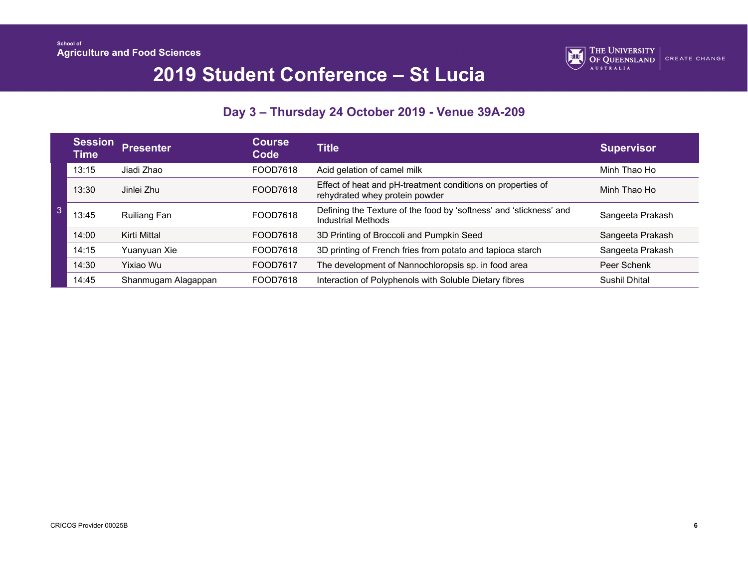School of
Agriculture and Food Sciences

# 2019 Student Conference – St Lucia

## Day 3 – Thursday 24 October 2019 - Venue 39A-209

| | Session Time | Presenter | Course Code | Title | Supervisor |
|---|---|---|---|---|---|
| 3 | 13:15 | Jiadi Zhao | FOOD7618 | Acid gelation of camel milk | Minh Thao Ho |
| | 13:30 | Jinlei Zhu | FOOD7618 | Effect of heat and pH-treatment conditions on properties of rehydrated whey protein powder | Minh Thao Ho |
| | 13:45 | Ruiliang Fan | FOOD7618 | Defining the Texture of the food by 'softness' and 'stickness' and Industrial Methods | Sangeeta Prakash |
| | 14:00 | Kirti Mittal | FOOD7618 | 3D Printing of Broccoli and Pumpkin Seed | Sangeeta Prakash |
| | 14:15 | Yuanyuan Xie | FOOD7618 | 3D printing of French fries from potato and tapioca starch | Sangeeta Prakash |
| | 14:30 | Yixiao Wu | FOOD7617 | The development of Nannochloropsis sp. in food area | Peer Schenk |
| | 14:45 | Shanmugam Alagappan | FOOD7618 | Interaction of Polyphenols with Soluble Dietary fibres | Sushil Dhital |

CRICOS Provider 00025B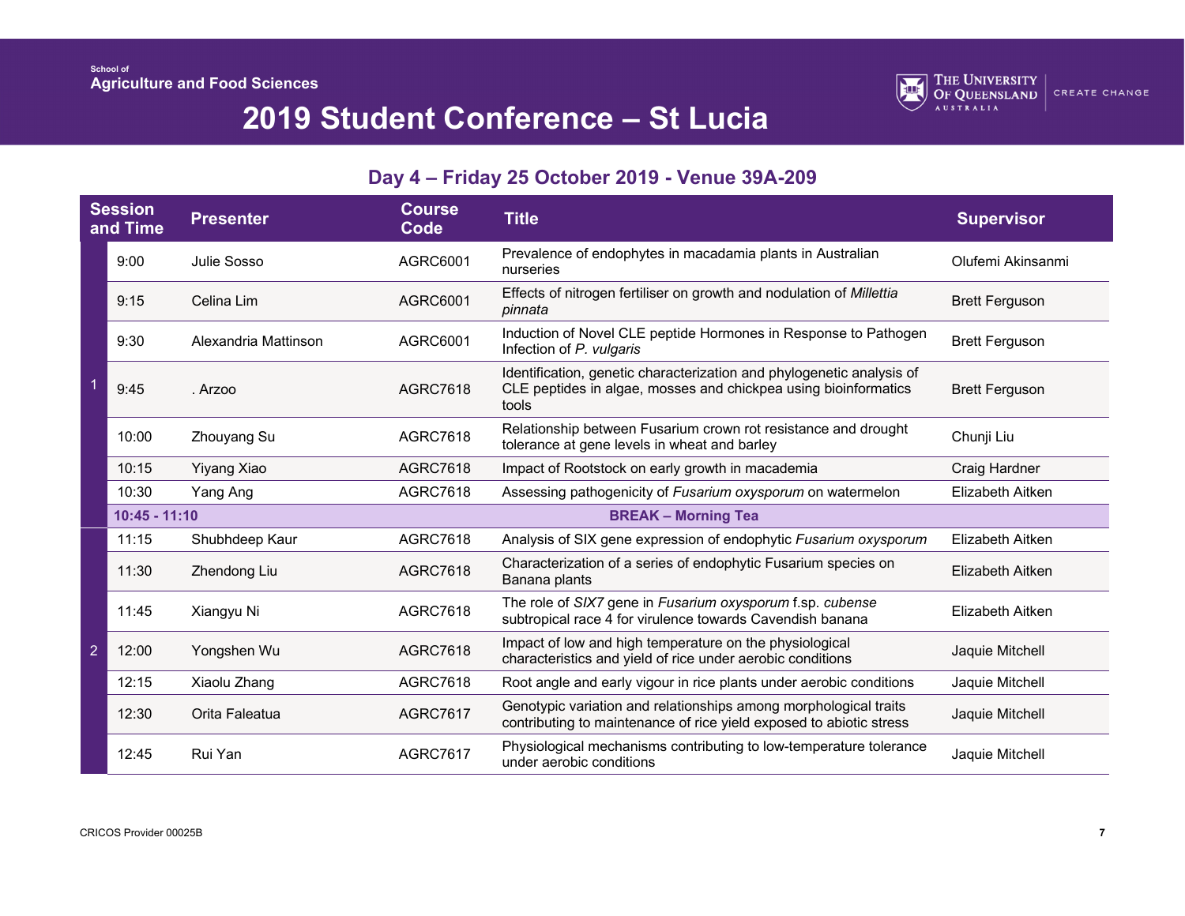School of
**Agriculture and Food Sciences**

# 2019 Student Conference – St Lucia

## Day 4 – Friday 25 October 2019 - Venue 39A-209

| Session and Time | | Presenter | Course Code | Title | Supervisor |
|---|---|---|---|---|---|
| 1 | 9:00 | Julie Sosso | AGRC6001 | Prevalence of endophytes in macadamia plants in Australian nurseries | Olufemi Akinsanmi |
| | 9:15 | Celina Lim | AGRC6001 | Effects of nitrogen fertiliser on growth and nodulation of *Millettia pinnata* | Brett Ferguson |
| | 9:30 | Alexandria Mattinson | AGRC6001 | Induction of Novel CLE peptide Hormones in Response to Pathogen Infection of *P. vulgaris* | Brett Ferguson |
| | 9:45 | . Arzoo | AGRC7618 | Identification, genetic characterization and phylogenetic analysis of CLE peptides in algae, mosses and chickpea using bioinformatics tools | Brett Ferguson |
| | 10:00 | Zhouyang Su | AGRC7618 | Relationship between Fusarium crown rot resistance and drought tolerance at gene levels in wheat and barley | Chunji Liu |
| | 10:15 | Yiyang Xiao | AGRC7618 | Impact of Rootstock on early growth in macademia | Craig Hardner |
| | 10:30 | Yang Ang | AGRC7618 | Assessing pathogenicity of *Fusarium oxysporum* on watermelon | Elizabeth Aitken |
| **10:45 - 11:10** | | | | **BREAK – Morning Tea** | |
| 2 | 11:15 | Shubhdeep Kaur | AGRC7618 | Analysis of SIX gene expression of endophytic *Fusarium oxysporum* | Elizabeth Aitken |
| | 11:30 | Zhendong Liu | AGRC7618 | Characterization of a series of endophytic Fusarium species on Banana plants | Elizabeth Aitken |
| | 11:45 | Xiangyu Ni | AGRC7618 | The role of *SIX7* gene in *Fusarium oxysporum* f.sp. *cubense* subtropical race 4 for virulence towards Cavendish banana | Elizabeth Aitken |
| | 12:00 | Yongshen Wu | AGRC7618 | Impact of low and high temperature on the physiological characteristics and yield of rice under aerobic conditions | Jaquie Mitchell |
| | 12:15 | Xiaolu Zhang | AGRC7618 | Root angle and early vigour in rice plants under aerobic conditions | Jaquie Mitchell |
| | 12:30 | Orita Faleatua | AGRC7617 | Genotypic variation and relationships among morphological traits contributing to maintenance of rice yield exposed to abiotic stress | Jaquie Mitchell |
| | 12:45 | Rui Yan | AGRC7617 | Physiological mechanisms contributing to low-temperature tolerance under aerobic conditions | Jaquie Mitchell |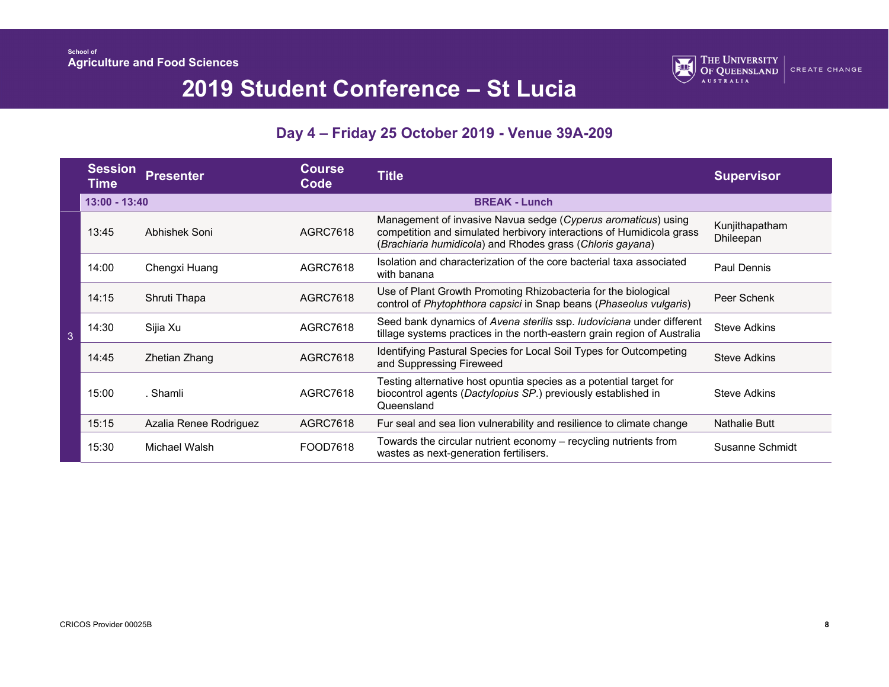School of
Agriculture and Food Sciences

# 2019 Student Conference – St Lucia

## Day 4 – Friday 25 October 2019 - Venue 39A-209

| | Session Time | Presenter | Course Code | Title | Supervisor |
|---|---|---|---|---|---|
| | 13:00 - 13:40 | | | BREAK - Lunch | |
| 3 | 13:45 | Abhishek Soni | AGRC7618 | Management of invasive Navua sedge (*Cyperus aromaticus*) using competition and simulated herbivory interactions of Humidicola grass (*Brachiaria humidicola*) and Rhodes grass (*Chloris gayana*) | Kunjithapatham Dhileepan |
| | 14:00 | Chengxi Huang | AGRC7618 | Isolation and characterization of the core bacterial taxa associated with banana | Paul Dennis |
| | 14:15 | Shruti Thapa | AGRC7618 | Use of Plant Growth Promoting Rhizobacteria for the biological control of *Phytophthora capsici* in Snap beans (*Phaseolus vulgaris*) | Peer Schenk |
| | 14:30 | Sijia Xu | AGRC7618 | Seed bank dynamics of *Avena sterilis* ssp. *ludoviciana* under different tillage systems practices in the north-eastern grain region of Australia | Steve Adkins |
| | 14:45 | Zhetian Zhang | AGRC7618 | Identifying Pastural Species for Local Soil Types for Outcompeting and Suppressing Fireweed | Steve Adkins |
| | 15:00 | . Shamli | AGRC7618 | Testing alternative host opuntia species as a potential target for biocontrol agents (*Dactylopius SP*.) previously established in Queensland | Steve Adkins |
| | 15:15 | Azalia Renee Rodriguez | AGRC7618 | Fur seal and sea lion vulnerability and resilience to climate change | Nathalie Butt |
| | 15:30 | Michael Walsh | FOOD7618 | Towards the circular nutrient economy – recycling nutrients from wastes as next-generation fertilisers. | Susanne Schmidt |

CRICOS Provider 00025B